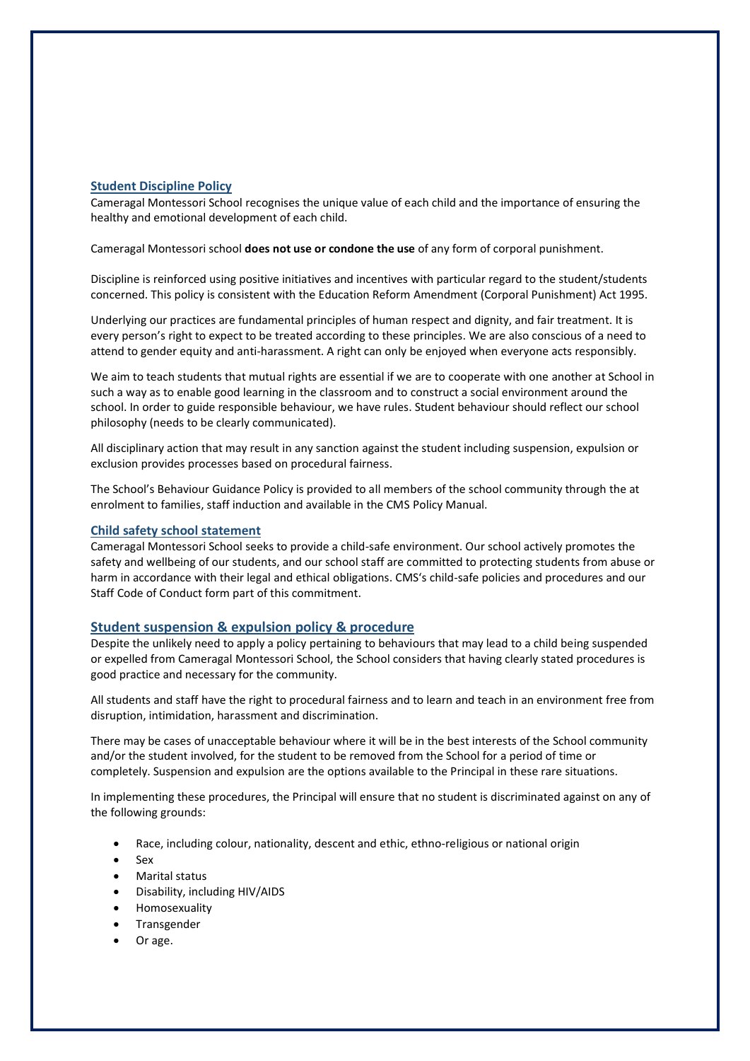## Student Discipline Policy

Cameragal Montessori School recognises the unique value of each child and the importance of ensuring the healthy and emotional development of each child.

Cameragal Montessori school **does not use or condone the use** of any form of corporal punishment.

Discipline is reinforced using positive initiatives and incentives with particular regard to the student/students concerned. This policy is consistent with the Education Reform Amendment (Corporal Punishment) Act 1995.

Underlying our practices are fundamental principles of human respect and dignity, and fair treatment. It is every person's right to expect to be treated according to these principles. We are also conscious of a need to attend to gender equity and anti-harassment. A right can only be enjoyed when everyone acts responsibly.

We aim to teach students that mutual rights are essential if we are to cooperate with one another at School in such a way as to enable good learning in the classroom and to construct a social environment around the school. In order to guide responsible behaviour, we have rules. Student behaviour should reflect our school philosophy (needs to be clearly communicated).

All disciplinary action that may result in any sanction against the student including suspension, expulsion or exclusion provides processes based on procedural fairness.

The School's Behaviour Guidance Policy is provided to all members of the school community through the at enrolment to families, staff induction and available in the CMS Policy Manual.

### Child safety school statement

Cameragal Montessori School seeks to provide a child-safe environment. Our school actively promotes the safety and wellbeing of our students, and our school staff are committed to protecting students from abuse or harm in accordance with their legal and ethical obligations. CMS's child-safe policies and procedures and our Staff Code of Conduct form part of this commitment.

## Student suspension & expulsion policy & procedure

Despite the unlikely need to apply a policy pertaining to behaviours that may lead to a child being suspended or expelled from Cameragal Montessori School, the School considers that having clearly stated procedures is good practice and necessary for the community.

All students and staff have the right to procedural fairness and to learn and teach in an environment free from disruption, intimidation, harassment and discrimination.

There may be cases of unacceptable behaviour where it will be in the best interests of the School community and/or the student involved, for the student to be removed from the School for a period of time or completely. Suspension and expulsion are the options available to the Principal in these rare situations.

In implementing these procedures, the Principal will ensure that no student is discriminated against on any of the following grounds:

- Race, including colour, nationality, descent and ethic, ethno-religious or national origin
- Sex
- Marital status
- Disability, including HIV/AIDS
- Homosexuality
- Transgender
- Or age.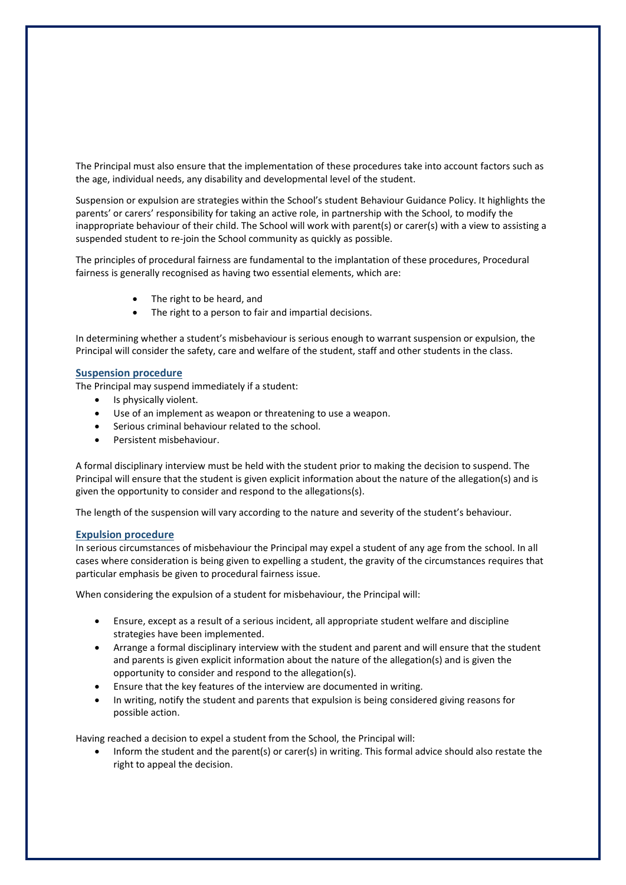The Principal must also ensure that the implementation of these procedures take into account factors such as the age, individual needs, any disability and developmental level of the student.

Suspension or expulsion are strategies within the School's student Behaviour Guidance Policy. It highlights the parents' or carers' responsibility for taking an active role, in partnership with the School, to modify the inappropriate behaviour of their child. The School will work with parent(s) or carer(s) with a view to assisting a suspended student to re-join the School community as quickly as possible.

The principles of procedural fairness are fundamental to the implantation of these procedures, Procedural fairness is generally recognised as having two essential elements, which are:

- The right to be heard, and
- The right to a person to fair and impartial decisions.

In determining whether a student's misbehaviour is serious enough to warrant suspension or expulsion, the Principal will consider the safety, care and welfare of the student, staff and other students in the class.

## Suspension procedure

The Principal may suspend immediately if a student:

- Is physically violent.
- Use of an implement as weapon or threatening to use a weapon.
- Serious criminal behaviour related to the school.
- Persistent misbehaviour.

A formal disciplinary interview must be held with the student prior to making the decision to suspend. The Principal will ensure that the student is given explicit information about the nature of the allegation(s) and is given the opportunity to consider and respond to the allegations(s).

The length of the suspension will vary according to the nature and severity of the student's behaviour.

## Expulsion procedure

In serious circumstances of misbehaviour the Principal may expel a student of any age from the school. In all cases where consideration is being given to expelling a student, the gravity of the circumstances requires that particular emphasis be given to procedural fairness issue.

When considering the expulsion of a student for misbehaviour, the Principal will:

- Ensure, except as a result of a serious incident, all appropriate student welfare and discipline strategies have been implemented.
- Arrange a formal disciplinary interview with the student and parent and will ensure that the student and parents is given explicit information about the nature of the allegation(s) and is given the opportunity to consider and respond to the allegation(s).
- Ensure that the key features of the interview are documented in writing.
- In writing, notify the student and parents that expulsion is being considered giving reasons for possible action.

Having reached a decision to expel a student from the School, the Principal will:

- Inform the student and the parent(s) or carer(s) in writing. This formal advice should also restate the right to appeal the decision.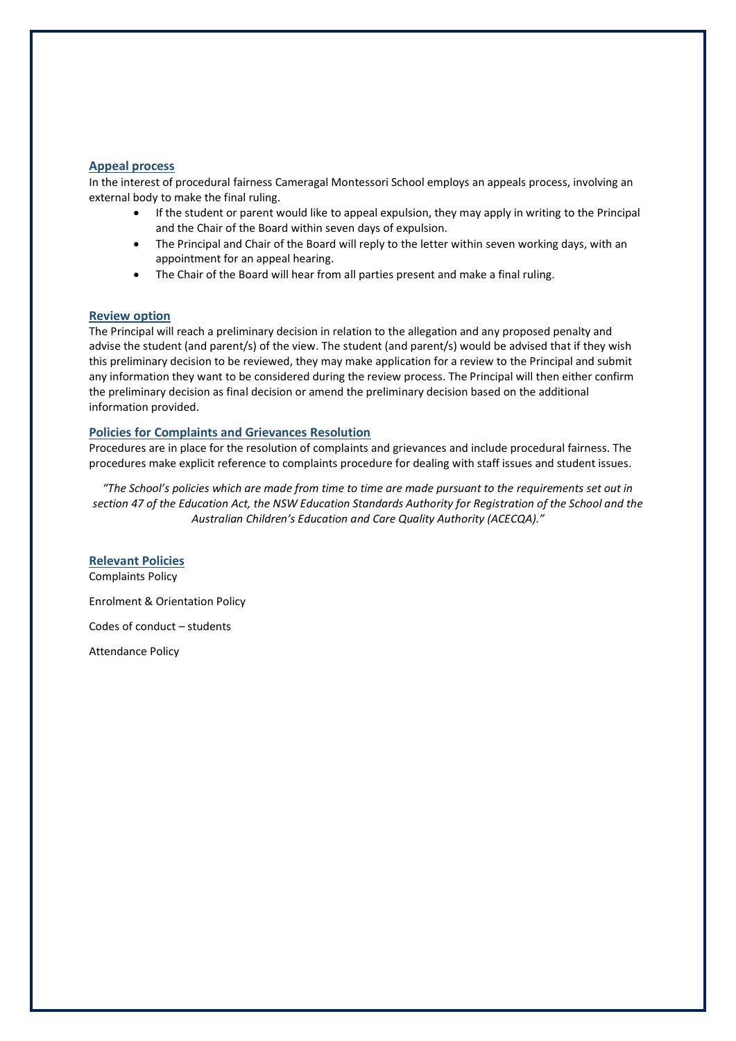## Appeal process

In the interest of procedural fairness Cameragal Montessori School employs an appeals process, involving an external body to make the final ruling.

- If the student or parent would like to appeal expulsion, they may apply in writing to the Principal and the Chair of the Board within seven days of expulsion.
- The Principal and Chair of the Board will reply to the letter within seven working days, with an appointment for an appeal hearing.
- The Chair of the Board will hear from all parties present and make a final ruling.

## Review option

The Principal will reach a preliminary decision in relation to the allegation and any proposed penalty and advise the student (and parent/s) of the view. The student (and parent/s) would be advised that if they wish this preliminary decision to be reviewed, they may make application for a review to the Principal and submit any information they want to be considered during the review process. The Principal will then either confirm the preliminary decision as final decision or amend the preliminary decision based on the additional information provided.

## Policies for Complaints and Grievances Resolution

Procedures are in place for the resolution of complaints and grievances and include procedural fairness. The procedures make explicit reference to complaints procedure for dealing with staff issues and student issues.

*"The School's policies which are made from time to time are made pursuant to the requirements set out in section 47 of the Education Act, the NSW Education Standards Authority for Registration of the School and the Australian Children's Education and Care Quality Authority (ACECQA)."*

## Relevant Policies

Complaints Policy

Enrolment & Orientation Policy

Codes of conduct – students

Attendance Policy